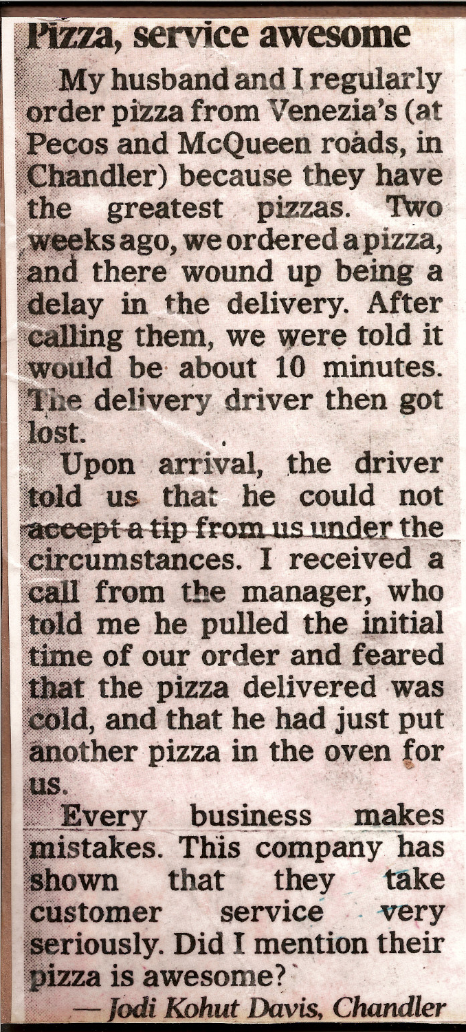# Pizza, service awesome

My husband and I regularly order pizza from Venezia's (at Pecos and McQueen roads, in Chandler) because they have the greatest pizzas. Two weeks ago, we ordered a pizza, and there wound up being a delay in the delivery. After calling them, we were told it would be about 10 minutes. The delivery driver then got lost.

Upon arrival, the driver told us that he could not accept a tip from us under the circumstances. I received a call from the manager, who told me he pulled the initial time of our order and feared that the pizza delivered was cold, and that he had just put another pizza in the oven for us.

Every business makes mistakes. This company has shown that they take customer service very seriously. Did I mention their pizza is awesome?

*— Jodi Kohut Davis, Chandler*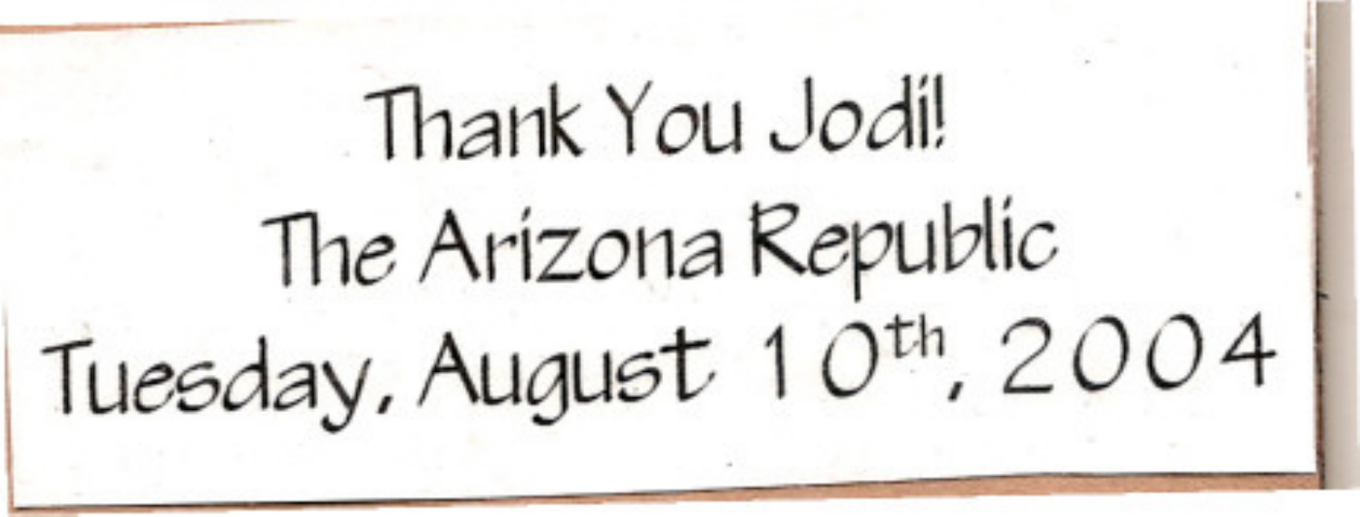Thank You Jodi!

The Arizona Republic

Tuesday, August 10th, 2004